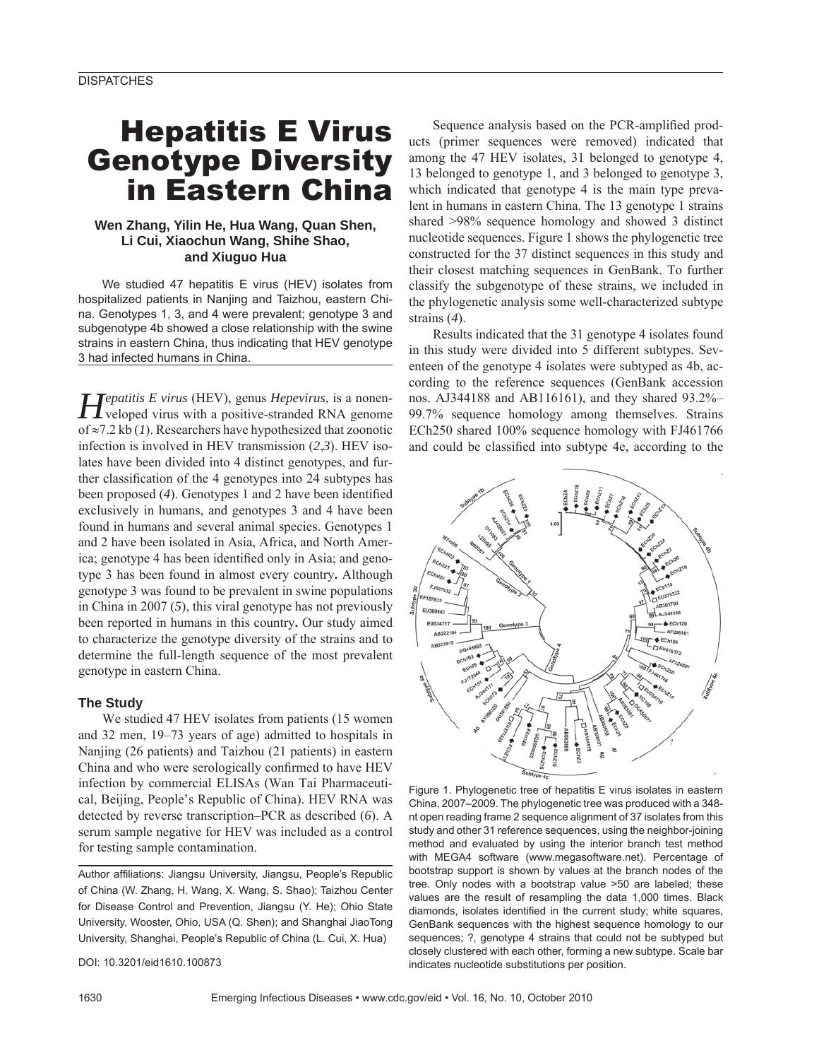# Hepatitis E Virus Genotype Diversity in Eastern China

**Wen Zhang, Yilin He, Hua Wang, Quan Shen, Li Cui, Xiaochun Wang, Shihe Shao, and Xiuguo Hua**

We studied 47 hepatitis E virus (HEV) isolates from hospitalized patients in Nanjing and Taizhou, eastern China. Genotypes 1, 3, and 4 were prevalent; genotype 3 and subgenotype 4b showed a close relationship with the swine strains in eastern China, thus indicating that HEV genotype 3 had infected humans in China.

*Hepatitis E virus* (HEV), genus *Hepevirus*, is a nonenveloped virus with a positive-stranded RNA genome of ≈7.2 kb (*1*). Researchers have hypothesized that zoonotic infection is involved in HEV transmission (*2*,*3*). HEV isolates have been divided into 4 distinct genotypes, and further classification of the 4 genotypes into 24 subtypes has been proposed (*4*). Genotypes 1 and 2 have been identified exclusively in humans, and genotypes 3 and 4 have been found in humans and several animal species. Genotypes 1 and 2 have been isolated in Asia, Africa, and North America; genotype 4 has been identified only in Asia; and genotype 3 has been found in almost every country**.** Although genotype 3 was found to be prevalent in swine populations in China in 2007 (*5*), this viral genotype has not previously been reported in humans in this country**.** Our study aimed to characterize the genotype diversity of the strains and to determine the full-length sequence of the most prevalent genotype in eastern China.

## The Study

We studied 47 HEV isolates from patients (15 women and 32 men, 19–73 years of age) admitted to hospitals in Nanjing (26 patients) and Taizhou (21 patients) in eastern China and who were serologically confirmed to have HEV infection by commercial ELISAs (Wan Tai Pharmaceutical, Beijing, People's Republic of China). HEV RNA was detected by reverse transcription–PCR as described (*6*). A serum sample negative for HEV was included as a control for testing sample contamination.

Author affiliations: Jiangsu University, Jiangsu, People's Republic of China (W. Zhang, H. Wang, X. Wang, S. Shao); Taizhou Center for Disease Control and Prevention, Jiangsu (Y. He); Ohio State University, Wooster, Ohio, USA (Q. Shen); and Shanghai JiaoTong University, Shanghai, People's Republic of China (L. Cui, X. Hua)

DOI: 10.3201/eid1610.100873

Sequence analysis based on the PCR-amplified products (primer sequences were removed) indicated that among the 47 HEV isolates, 31 belonged to genotype 4, 13 belonged to genotype 1, and 3 belonged to genotype 3, which indicated that genotype 4 is the main type prevalent in humans in eastern China. The 13 genotype 1 strains shared >98% sequence homology and showed 3 distinct nucleotide sequences. Figure 1 shows the phylogenetic tree constructed for the 37 distinct sequences in this study and their closest matching sequences in GenBank. To further classify the subgenotype of these strains, we included in the phylogenetic analysis some well-characterized subtype strains (*4*).

Results indicated that the 31 genotype 4 isolates found in this study were divided into 5 different subtypes. Seventeen of the genotype 4 isolates were subtyped as 4b, according to the reference sequences (GenBank accession nos. AJ344188 and AB116161), and they shared 93.2%–99.7% sequence homology among themselves. Strains ECh250 shared 100% sequence homology with FJ461766 and could be classified into subtype 4e, according to the

Figure 1. Phylogenetic tree of hepatitis E virus isolates in eastern China, 2007–2009. The phylogenetic tree was produced with a 348-nt open reading frame 2 sequence alignment of 37 isolates from this study and other 31 reference sequences, using the neighbor-joining method and evaluated by using the interior branch test method with MEGA4 software (www.megasoftware.net). Percentage of bootstrap support is shown by values at the branch nodes of the tree. Only nodes with a bootstrap value >50 are labeled; these values are the result of resampling the data 1,000 times. Black diamonds, isolates identified in the current study; white squares, GenBank sequences with the highest sequence homology to our sequences; ?, genotype 4 strains that could not be subtyped but closely clustered with each other, forming a new subtype. Scale bar indicates nucleotide substitutions per position.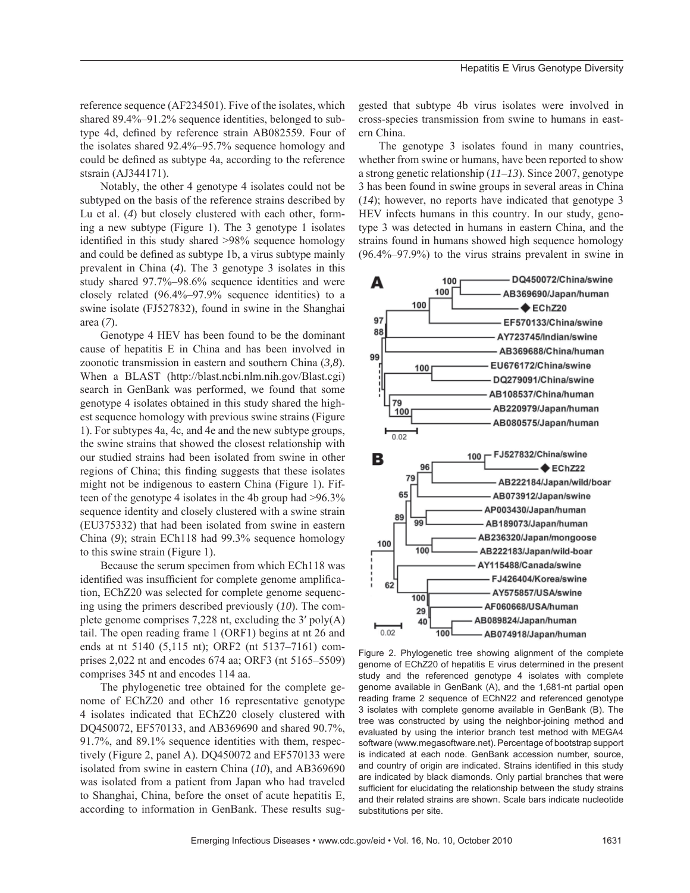reference sequence (AF234501). Five of the isolates, which shared 89.4%–91.2% sequence identities, belonged to subtype 4d, defined by reference strain AB082559. Four of the isolates shared 92.4%–95.7% sequence homology and could be defined as subtype 4a, according to the reference stsrain (AJ344171).

Notably, the other 4 genotype 4 isolates could not be subtyped on the basis of the reference strains described by Lu et al. (*4*) but closely clustered with each other, forming a new subtype (Figure 1). The 3 genotype 1 isolates identified in this study shared >98% sequence homology and could be defined as subtype 1b, a virus subtype mainly prevalent in China (*4*). The 3 genotype 3 isolates in this study shared 97.7%–98.6% sequence identities and were closely related (96.4%–97.9% sequence identities) to a swine isolate (FJ527832), found in swine in the Shanghai area (*7*).

Genotype 4 HEV has been found to be the dominant cause of hepatitis E in China and has been involved in zoonotic transmission in eastern and southern China (*3,8*). When a BLAST (http://blast.ncbi.nlm.nih.gov/Blast.cgi) search in GenBank was performed, we found that some genotype 4 isolates obtained in this study shared the highest sequence homology with previous swine strains (Figure 1). For subtypes 4a, 4c, and 4e and the new subtype groups, the swine strains that showed the closest relationship with our studied strains had been isolated from swine in other regions of China; this finding suggests that these isolates might not be indigenous to eastern China (Figure 1). Fifteen of the genotype 4 isolates in the 4b group had >96.3% sequence identity and closely clustered with a swine strain (EU375332) that had been isolated from swine in eastern China (*9*); strain ECh118 had 99.3% sequence homology to this swine strain (Figure 1).

Because the serum specimen from which ECh118 was identified was insufficient for complete genome amplification, EChZ20 was selected for complete genome sequencing using the primers described previously (*10*). The complete genome comprises 7,228 nt, excluding the 3′ poly(A) tail. The open reading frame 1 (ORF1) begins at nt 26 and ends at nt 5140 (5,115 nt); ORF2 (nt 5137–7161) comprises 2,022 nt and encodes 674 aa; ORF3 (nt 5165–5509) comprises 345 nt and encodes 114 aa.

The phylogenetic tree obtained for the complete genome of EChZ20 and other 16 representative genotype 4 isolates indicated that EChZ20 closely clustered with DQ450072, EF570133, and AB369690 and shared 90.7%, 91.7%, and 89.1% sequence identities with them, respectively (Figure 2, panel A). DQ450072 and EF570133 were isolated from swine in eastern China (*10*), and AB369690 was isolated from a patient from Japan who had traveled to Shanghai, China, before the onset of acute hepatitis E, according to information in GenBank. These results suggested that subtype 4b virus isolates were involved in cross-species transmission from swine to humans in eastern China.

The genotype 3 isolates found in many countries, whether from swine or humans, have been reported to show a strong genetic relationship (*11–13*). Since 2007, genotype 3 has been found in swine groups in several areas in China (*14*); however, no reports have indicated that genotype 3 HEV infects humans in this country. In our study, genotype 3 was detected in humans in eastern China, and the strains found in humans showed high sequence homology (96.4%–97.9%) to the virus strains prevalent in swine in

Figure 2. Phylogenetic tree showing alignment of the complete genome of EChZ20 of hepatitis E virus determined in the present study and the referenced genotype 4 isolates with complete genome available in GenBank (A), and the 1,681-nt partial open reading frame 2 sequence of EChN22 and referenced genotype 3 isolates with complete genome available in GenBank (B). The tree was constructed by using the neighbor-joining method and evaluated by using the interior branch test method with MEGA4 software (www.megasoftware.net). Percentage of bootstrap support is indicated at each node. GenBank accession number, source, and country of origin are indicated. Strains identified in this study are indicated by black diamonds. Only partial branches that were sufficient for elucidating the relationship between the study strains and their related strains are shown. Scale bars indicate nucleotide substitutions per site.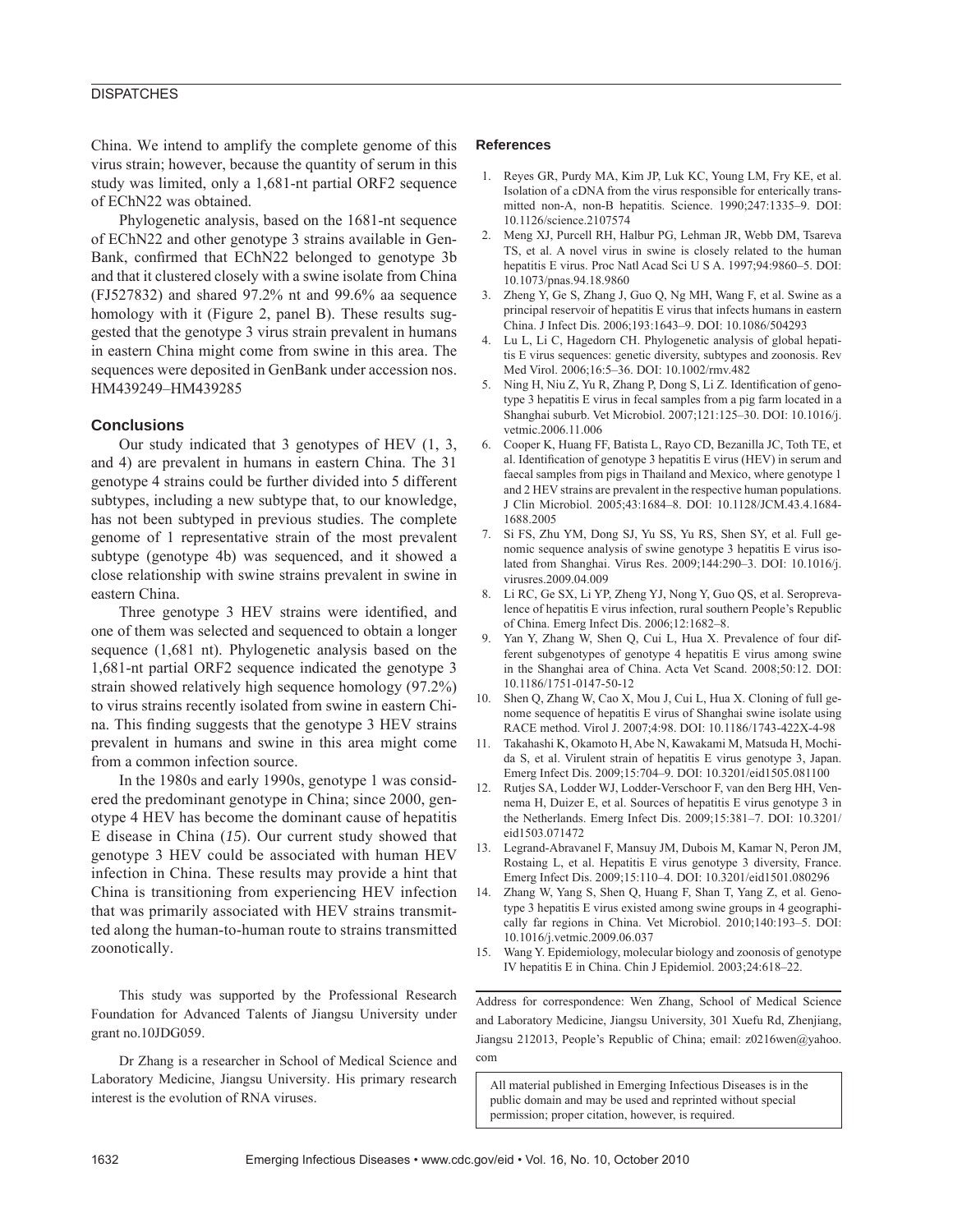China. We intend to amplify the complete genome of this virus strain; however, because the quantity of serum in this study was limited, only a 1,681-nt partial ORF2 sequence of EChN22 was obtained.

Phylogenetic analysis, based on the 1681-nt sequence of EChN22 and other genotype 3 strains available in GenBank, confirmed that EChN22 belonged to genotype 3b and that it clustered closely with a swine isolate from China (FJ527832) and shared 97.2% nt and 99.6% aa sequence homology with it (Figure 2, panel B). These results suggested that the genotype 3 virus strain prevalent in humans in eastern China might come from swine in this area. The sequences were deposited in GenBank under accession nos. HM439249–HM439285

## Conclusions

Our study indicated that 3 genotypes of HEV (1, 3, and 4) are prevalent in humans in eastern China. The 31 genotype 4 strains could be further divided into 5 different subtypes, including a new subtype that, to our knowledge, has not been subtyped in previous studies. The complete genome of 1 representative strain of the most prevalent subtype (genotype 4b) was sequenced, and it showed a close relationship with swine strains prevalent in swine in eastern China.

Three genotype 3 HEV strains were identified, and one of them was selected and sequenced to obtain a longer sequence (1,681 nt). Phylogenetic analysis based on the 1,681-nt partial ORF2 sequence indicated the genotype 3 strain showed relatively high sequence homology (97.2%) to virus strains recently isolated from swine in eastern China. This finding suggests that the genotype 3 HEV strains prevalent in humans and swine in this area might come from a common infection source.

In the 1980s and early 1990s, genotype 1 was considered the predominant genotype in China; since 2000, genotype 4 HEV has become the dominant cause of hepatitis E disease in China (*15*). Our current study showed that genotype 3 HEV could be associated with human HEV infection in China. These results may provide a hint that China is transitioning from experiencing HEV infection that was primarily associated with HEV strains transmitted along the human-to-human route to strains transmitted zoonotically.

This study was supported by the Professional Research Foundation for Advanced Talents of Jiangsu University under grant no.10JDG059.

Dr Zhang is a researcher in School of Medical Science and Laboratory Medicine, Jiangsu University. His primary research interest is the evolution of RNA viruses.

## References

1. Reyes GR, Purdy MA, Kim JP, Luk KC, Young LM, Fry KE, et al. Isolation of a cDNA from the virus responsible for enterically transmitted non-A, non-B hepatitis. Science. 1990;247:1335–9. DOI: 10.1126/science.2107574
2. Meng XJ, Purcell RH, Halbur PG, Lehman JR, Webb DM, Tsareva TS, et al. A novel virus in swine is closely related to the human hepatitis E virus. Proc Natl Acad Sci U S A. 1997;94:9860–5. DOI: 10.1073/pnas.94.18.9860
3. Zheng Y, Ge S, Zhang J, Guo Q, Ng MH, Wang F, et al. Swine as a principal reservoir of hepatitis E virus that infects humans in eastern China. J Infect Dis. 2006;193:1643–9. DOI: 10.1086/504293
4. Lu L, Li C, Hagedorn CH. Phylogenetic analysis of global hepatitis E virus sequences: genetic diversity, subtypes and zoonosis. Rev Med Virol. 2006;16:5–36. DOI: 10.1002/rmv.482
5. Ning H, Niu Z, Yu R, Zhang P, Dong S, Li Z. Identification of genotype 3 hepatitis E virus in fecal samples from a pig farm located in a Shanghai suburb. Vet Microbiol. 2007;121:125–30. DOI: 10.1016/j.vetmic.2006.11.006
6. Cooper K, Huang FF, Batista L, Rayo CD, Bezanilla JC, Toth TE, et al. Identification of genotype 3 hepatitis E virus (HEV) in serum and faecal samples from pigs in Thailand and Mexico, where genotype 1 and 2 HEV strains are prevalent in the respective human populations. J Clin Microbiol. 2005;43:1684–8. DOI: 10.1128/JCM.43.4.1684-1688.2005
7. Si FS, Zhu YM, Dong SJ, Yu SS, Yu RS, Shen SY, et al. Full genomic sequence analysis of swine genotype 3 hepatitis E virus isolated from Shanghai. Virus Res. 2009;144:290–3. DOI: 10.1016/j.virusres.2009.04.009
8. Li RC, Ge SX, Li YP, Zheng YJ, Nong Y, Guo QS, et al. Seroprevalence of hepatitis E virus infection, rural southern People's Republic of China. Emerg Infect Dis. 2006;12:1682–8.
9. Yan Y, Zhang W, Shen Q, Cui L, Hua X. Prevalence of four different subgenotypes of genotype 4 hepatitis E virus among swine in the Shanghai area of China. Acta Vet Scand. 2008;50:12. DOI: 10.1186/1751-0147-50-12
10. Shen Q, Zhang W, Cao X, Mou J, Cui L, Hua X. Cloning of full genome sequence of hepatitis E virus of Shanghai swine isolate using RACE method. Virol J. 2007;4:98. DOI: 10.1186/1743-422X-4-98
11. Takahashi K, Okamoto H, Abe N, Kawakami M, Matsuda H, Mochida S, et al. Virulent strain of hepatitis E virus genotype 3, Japan. Emerg Infect Dis. 2009;15:704–9. DOI: 10.3201/eid1505.081100
12. Rutjes SA, Lodder WJ, Lodder-Verschoor F, van den Berg HH, Vennema H, Duizer E, et al. Sources of hepatitis E virus genotype 3 in the Netherlands. Emerg Infect Dis. 2009;15:381–7. DOI: 10.3201/eid1503.071472
13. Legrand-Abravanel F, Mansuy JM, Dubois M, Kamar N, Peron JM, Rostaing L, et al. Hepatitis E virus genotype 3 diversity, France. Emerg Infect Dis. 2009;15:110–4. DOI: 10.3201/eid1501.080296
14. Zhang W, Yang S, Shen Q, Huang F, Shan T, Yang Z, et al. Genotype 3 hepatitis E virus existed among swine groups in 4 geographically far regions in China. Vet Microbiol. 2010;140:193–5. DOI: 10.1016/j.vetmic.2009.06.037
15. Wang Y. Epidemiology, molecular biology and zoonosis of genotype IV hepatitis E in China. Chin J Epidemiol. 2003;24:618–22.

Address for correspondence: Wen Zhang, School of Medical Science and Laboratory Medicine, Jiangsu University, 301 Xuefu Rd, Zhenjiang, Jiangsu 212013, People's Republic of China; email: z0216wen@yahoo.com

All material published in Emerging Infectious Diseases is in the public domain and may be used and reprinted without special permission; proper citation, however, is required.